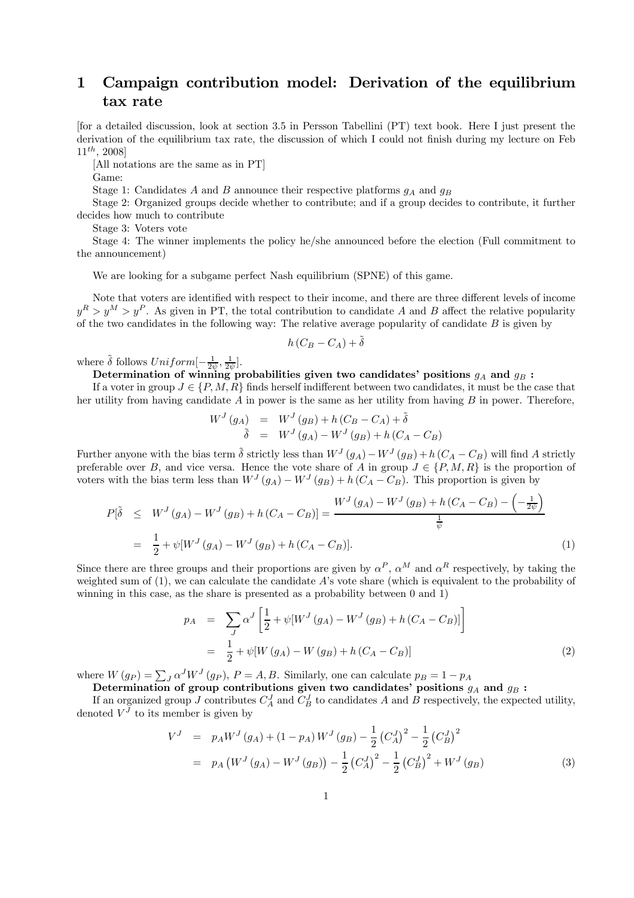# 1 Campaign contribution model: Derivation of the equilibrium tax rate

[for a detailed discussion, look at section 3.5 in Persson Tabellini (PT) text book. Here I just present the derivation of the equilibrium tax rate, the discussion of which I could not finish during my lecture on Feb $11^{th}$, 2008]

[All notations are the same as in PT]

Game:

Stage 1: Candidates $A$ and $B$ announce their respective platforms $g_A$ and $g_B$

Stage 2: Organized groups decide whether to contribute; and if a group decides to contribute, it further decides how much to contribute

Stage 3: Voters vote

Stage 4: The winner implements the policy he/she announced before the election (Full commitment to the announcement)

We are looking for a subgame perfect Nash equilibrium (SPNE) of this game.

Note that voters are identified with respect to their income, and there are three different levels of income $y^R > y^M > y^P$. As given in PT, the total contribution to candidate $A$ and $B$ affect the relative popularity of the two candidates in the following way: The relative average popularity of candidate $B$ is given by

$$h\left(C_B - C_A\right) + \tilde{\delta}$$

where $\tilde{\delta}$ follows $Uniform[-\frac{1}{2\psi}, \frac{1}{2\psi}]$.

**Determination of winning probabilities given two candidates' positions $g_A$ and $g_B$ :**

If a voter in group $J \in \{P, M, R\}$ finds herself indifferent between two candidates, it must be the case that her utility from having candidate $A$ in power is the same as her utility from having $B$ in power. Therefore,

$$\begin{aligned} W^J\left(g_A\right) &= W^J\left(g_B\right) + h\left(C_B - C_A\right) + \tilde{\delta} \\ \tilde{\delta} &= W^J\left(g_A\right) - W^J\left(g_B\right) + h\left(C_A - C_B\right) \end{aligned}$$

Further anyone with the bias term $\tilde{\delta}$ strictly less than $W^J\left(g_A\right) - W^J\left(g_B\right) + h\left(C_A - C_B\right)$ will find $A$ strictly preferable over $B$, and vice versa. Hence the vote share of $A$ in group $J \in \{P, M, R\}$ is the proportion of voters with the bias term less than $W^J\left(g_A\right) - W^J\left(g_B\right) + h\left(C_A - C_B\right)$. This proportion is given by

$$\begin{aligned} P[\tilde{\delta} &\leq W^J\left(g_A\right) - W^J\left(g_B\right) + h\left(C_A - C_B\right)] = \frac{W^J\left(g_A\right) - W^J\left(g_B\right) + h\left(C_A - C_B\right) - \left(-\frac{1}{2\psi}\right)}{\frac{1}{\psi}} \\ &= \frac{1}{2} + \psi[W^J\left(g_A\right) - W^J\left(g_B\right) + h\left(C_A - C_B\right)]. \end{aligned} \tag{1}$$

Since there are three groups and their proportions are given by $\alpha^P$, $\alpha^M$ and $\alpha^R$ respectively, by taking the weighted sum of (1), we can calculate the candidate $A$'s vote share (which is equivalent to the probability of winning in this case, as the share is presented as a probability between 0 and 1)

$$\begin{aligned} p_A &= \sum_J \alpha^J \left[\frac{1}{2} + \psi[W^J\left(g_A\right) - W^J\left(g_B\right) + h\left(C_A - C_B\right)]\right] \\ &= \frac{1}{2} + \psi[W\left(g_A\right) - W\left(g_B\right) + h\left(C_A - C_B\right)] \end{aligned} \tag{2}$$

where $W\left(g_P\right) = \sum_J \alpha^J W^J\left(g_P\right)$, $P = A, B$. Similarly, one can calculate $p_B = 1 - p_A$

**Determination of group contributions given two candidates' positions $g_A$ and $g_B$ :**

If an organized group $J$ contributes $C_A^J$ and $C_B^J$ to candidates $A$ and $B$ respectively, the expected utility, denoted $V^J$ to its member is given by

$$\begin{aligned} V^J &= p_A W^J\left(g_A\right) + \left(1 - p_A\right) W^J\left(g_B\right) - \frac{1}{2}\left(C_A^J\right)^2 - \frac{1}{2}\left(C_B^J\right)^2 \\ &= p_A\left(W^J\left(g_A\right) - W^J\left(g_B\right)\right) - \frac{1}{2}\left(C_A^J\right)^2 - \frac{1}{2}\left(C_B^J\right)^2 + W^J\left(g_B\right) \end{aligned} \tag{3}$$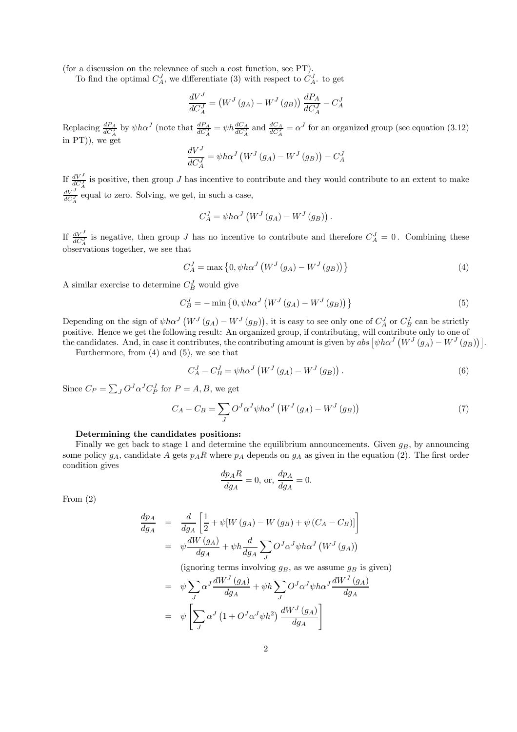(for a discussion on the relevance of such a cost function, see PT).

To find the optimal $C_A^J$, we differentiate (3) with respect to $C_A^J$. to get

$$\frac{dV^J}{dC_A^J} = \left(W^J(g_A) - W^J(g_B)\right)\frac{dP_A}{dC_A^J} - C_A^J$$

Replacing $\frac{dP_A}{dC_A^J}$ by $\psi h \alpha^J$ (note that $\frac{dP_A}{dC_A^J} = \psi h \frac{dC_A}{dC_A^J}$ and $\frac{dC_A}{dC_A^J} = \alpha^J$ for an organized group (see equation (3.12) in PT)), we get

$$\frac{dV^J}{dC_A^J} = \psi h \alpha^J \left(W^J(g_A) - W^J(g_B)\right) - C_A^J$$

If $\frac{dV^J}{dC_A^J}$ is positive, then group $J$ has incentive to contribute and they would contribute to an extent to make $\frac{dV^J}{dC_A^J}$ equal to zero. Solving, we get, in such a case,

$$C_A^J = \psi h \alpha^J \left(W^J(g_A) - W^J(g_B)\right).$$

If $\frac{dV^J}{dC_A^J}$ is negative, then group $J$ has no incentive to contribute and therefore $C_A^J = 0$. Combining these observations together, we see that

$$C_A^J = \max\left\{0, \psi h \alpha^J \left(W^J(g_A) - W^J(g_B)\right)\right\} \tag{4}$$

A similar exercise to determine $C_B^J$ would give

$$C_B^J = -\min\left\{0, \psi h \alpha^J \left(W^J(g_A) - W^J(g_B)\right)\right\} \tag{5}$$

Depending on the sign of $\psi h \alpha^J \left(W^J(g_A) - W^J(g_B)\right)$, it is easy to see only one of $C_A^J$ or $C_B^J$ can be strictly positive. Hence we get the following result: An organized group, if contributing, will contribute only to one of the candidates. And, in case it contributes, the contributing amount is given by $abs\left[\psi h \alpha^J \left(W^J(g_A) - W^J(g_B)\right)\right]$.

Furthermore, from (4) and (5), we see that

$$C_A^J - C_B^J = \psi h \alpha^J \left(W^J(g_A) - W^J(g_B)\right). \tag{6}$$

Since $C_P = \sum_J O^J \alpha^J C_P^J$ for $P = A, B$, we get

$$C_A - C_B = \sum_J O^J \alpha^J \psi h \alpha^J \left(W^J(g_A) - W^J(g_B)\right) \tag{7}$$

**Determining the candidates positions:**

Finally we get back to stage 1 and determine the equilibrium announcements. Given $g_B$, by announcing some policy $g_A$, candidate $A$ gets $p_A R$ where $p_A$ depends on $g_A$ as given in the equation (2). The first order condition gives

$$\frac{dp_A R}{dg_A} = 0, \text{ or, } \frac{dp_A}{dg_A} = 0.$$

From (2)

$$\begin{aligned}
\frac{dp_A}{dg_A} &= \frac{d}{dg_A}\left[\frac{1}{2} + \psi[W(g_A) - W(g_B) + \psi(C_A - C_B)]\right] \\
&= \psi \frac{dW(g_A)}{dg_A} + \psi h \frac{d}{dg_A} \sum_J O^J \alpha^J \psi h \alpha^J \left(W^J(g_A)\right) \\
&\quad \text{(ignoring terms involving } g_B\text{, as we assume } g_B \text{ is given)} \\
&= \psi \sum_J \alpha^J \frac{dW^J(g_A)}{dg_A} + \psi h \sum_J O^J \alpha^J \psi h \alpha^J \frac{dW^J(g_A)}{dg_A} \\
&= \psi \left[\sum_J \alpha^J \left(1 + O^J \alpha^J \psi h^2\right) \frac{dW^J(g_A)}{dg_A}\right]
\end{aligned}$$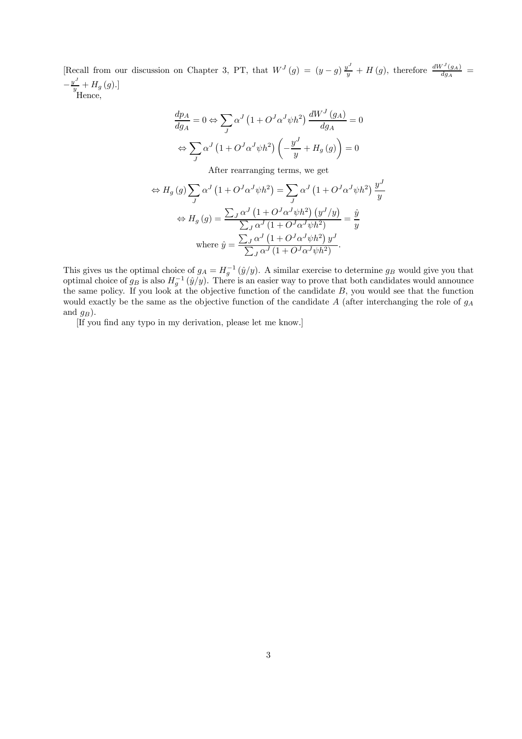[Recall from our discussion on Chapter 3, PT, that $W^J(g) = (y-g)\frac{y^J}{y} + H(g)$, therefore $\frac{dW^J(g_A)}{dg_A} = -\frac{y^J}{y} + H_g(g)$.]

Hence,

$$\frac{dp_A}{dg_A} = 0 \Leftrightarrow \sum_J \alpha^J \left(1 + O^J \alpha^J \psi h^2\right) \frac{dW^J(g_A)}{dg_A} = 0$$

$$\Leftrightarrow \sum_J \alpha^J \left(1 + O^J \alpha^J \psi h^2\right) \left(-\frac{y^J}{y} + H_g(g)\right) = 0$$

After rearranging terms, we get

$$\Leftrightarrow H_g(g) \sum_J \alpha^J \left(1 + O^J \alpha^J \psi h^2\right) = \sum_J \alpha^J \left(1 + O^J \alpha^J \psi h^2\right) \frac{y^J}{y}$$

$$\Leftrightarrow H_g(g) = \frac{\sum_J \alpha^J \left(1 + O^J \alpha^J \psi h^2\right)\left(y^J/y\right)}{\sum_J \alpha^J \left(1 + O^J \alpha^J \psi h^2\right)} = \frac{\hat{y}}{y}$$

$$\text{where } \hat{y} = \frac{\sum_J \alpha^J \left(1 + O^J \alpha^J \psi h^2\right) y^J}{\sum_J \alpha^J \left(1 + O^J \alpha^J \psi h^2\right)}.$$

This gives us the optimal choice of $g_A = H_g^{-1}(\hat{y}/y)$. A similar exercise to determine $g_B$ would give you that optimal choice of $g_B$ is also $H_g^{-1}(\hat{y}/y)$. There is an easier way to prove that both candidates would announce the same policy. If you look at the objective function of the candidate $B$, you would see that the function would exactly be the same as the objective function of the candidate $A$ (after interchanging the role of $g_A$ and $g_B$).

[If you find any typo in my derivation, please let me know.]